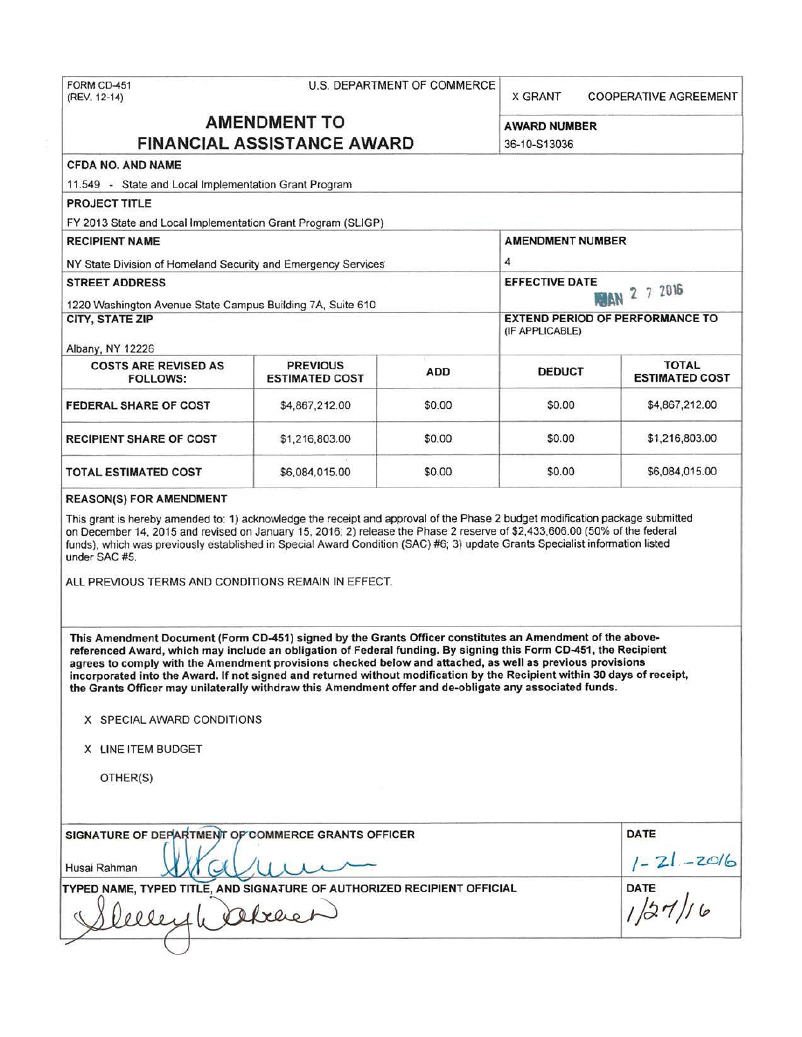FORM CD-451
(REV. 12-14)

U.S. DEPARTMENT OF COMMERCE

X GRANT    COOPERATIVE AGREEMENT

# AMENDMENT TO FINANCIAL ASSISTANCE AWARD

**AWARD NUMBER**
36-10-S13036

**CFDA NO. AND NAME**
11.549 - State and Local Implementation Grant Program

**PROJECT TITLE**
FY 2013 State and Local Implementation Grant Program (SLIGP)

**RECIPIENT NAME**
NY State Division of Homeland Security and Emergency Services

**AMENDMENT NUMBER**
4

**STREET ADDRESS**
1220 Washington Avenue State Campus Building 7A, Suite 610

**EFFECTIVE DATE**
JAN 2 7 2016

**CITY, STATE ZIP**
Albany, NY 12226

**EXTEND PERIOD OF PERFORMANCE TO (IF APPLICABLE)**

| COSTS ARE REVISED AS FOLLOWS: | PREVIOUS ESTIMATED COST | ADD | DEDUCT | TOTAL ESTIMATED COST |
|---|---|---|---|---|
| FEDERAL SHARE OF COST | $4,867,212.00 | $0.00 | $0.00 | $4,867,212.00 |
| RECIPIENT SHARE OF COST | $1,216,803.00 | $0.00 | $0.00 | $1,216,803.00 |
| TOTAL ESTIMATED COST | $6,084,015.00 | $0.00 | $0.00 | $6,084,015.00 |

**REASON(S) FOR AMENDMENT**

This grant is hereby amended to: 1) acknowledge the receipt and approval of the Phase 2 budget modification package submitted on December 14, 2015 and revised on January 15, 2016; 2) release the Phase 2 reserve of $2,433,606.00 (50% of the federal funds), which was previously established in Special Award Condition (SAC) #6; 3) update Grants Specialist information listed under SAC #5.

ALL PREVIOUS TERMS AND CONDITIONS REMAIN IN EFFECT.

**This Amendment Document (Form CD-451) signed by the Grants Officer constitutes an Amendment of the above-referenced Award, which may include an obligation of Federal funding. By signing this Form CD-451, the Recipient agrees to comply with the Amendment provisions checked below and attached, as well as previous provisions incorporated into the Award. If not signed and returned without modification by the Recipient within 30 days of receipt, the Grants Officer may unilaterally withdraw this Amendment offer and de-obligate any associated funds.**

X SPECIAL AWARD CONDITIONS

X LINE ITEM BUDGET

OTHER(S)

**SIGNATURE OF DEPARTMENT OF COMMERCE GRANTS OFFICER**
Husai Rahman

**DATE**
1-21-2016

**TYPED NAME, TYPED TITLE, AND SIGNATURE OF AUTHORIZED RECIPIENT OFFICIAL**

**DATE**
1/27/16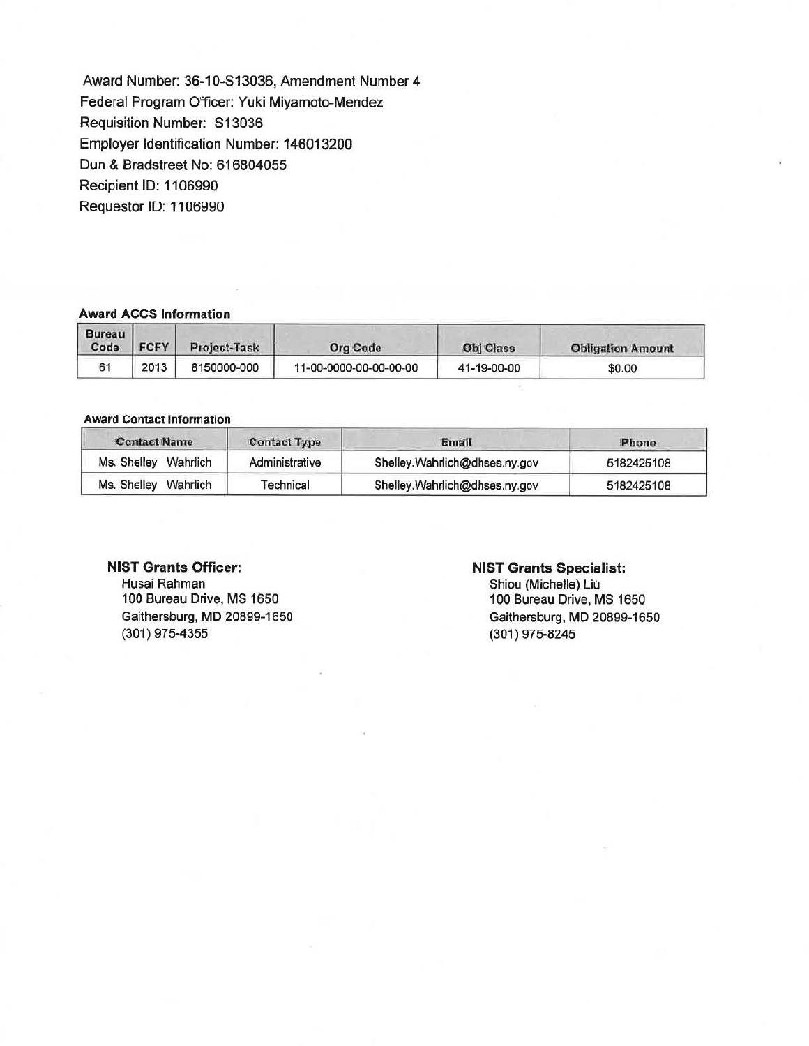Award Number: 36-10-S13036, Amendment Number 4
Federal Program Officer: Yuki Miyamoto-Mendez
Requisition Number: S13036
Employer Identification Number: 146013200
Dun & Bradstreet No: 616804055
Recipient ID: 1106990
Requestor ID: 1106990

**Award ACCS Information**

| Bureau Code | FCFY | Project-Task | Org Code | Obj Class | Obligation Amount |
|---|---|---|---|---|---|
| 61 | 2013 | 8150000-000 | 11-00-0000-00-00-00-00 | 41-19-00-00 | $0.00 |

**Award Contact Information**

| Contact Name | Contact Type | Email | Phone |
|---|---|---|---|
| Ms. Shelley Wahrlich | Administrative | Shelley.Wahrlich@dhses.ny.gov | 5182425108 |
| Ms. Shelley Wahrlich | Technical | Shelley.Wahrlich@dhses.ny.gov | 5182425108 |

**NIST Grants Officer:**
Husai Rahman
100 Bureau Drive, MS 1650
Gaithersburg, MD 20899-1650
(301) 975-4355

**NIST Grants Specialist:**
Shiou (Michelle) Liu
100 Bureau Drive, MS 1650
Gaithersburg, MD 20899-1650
(301) 975-8245